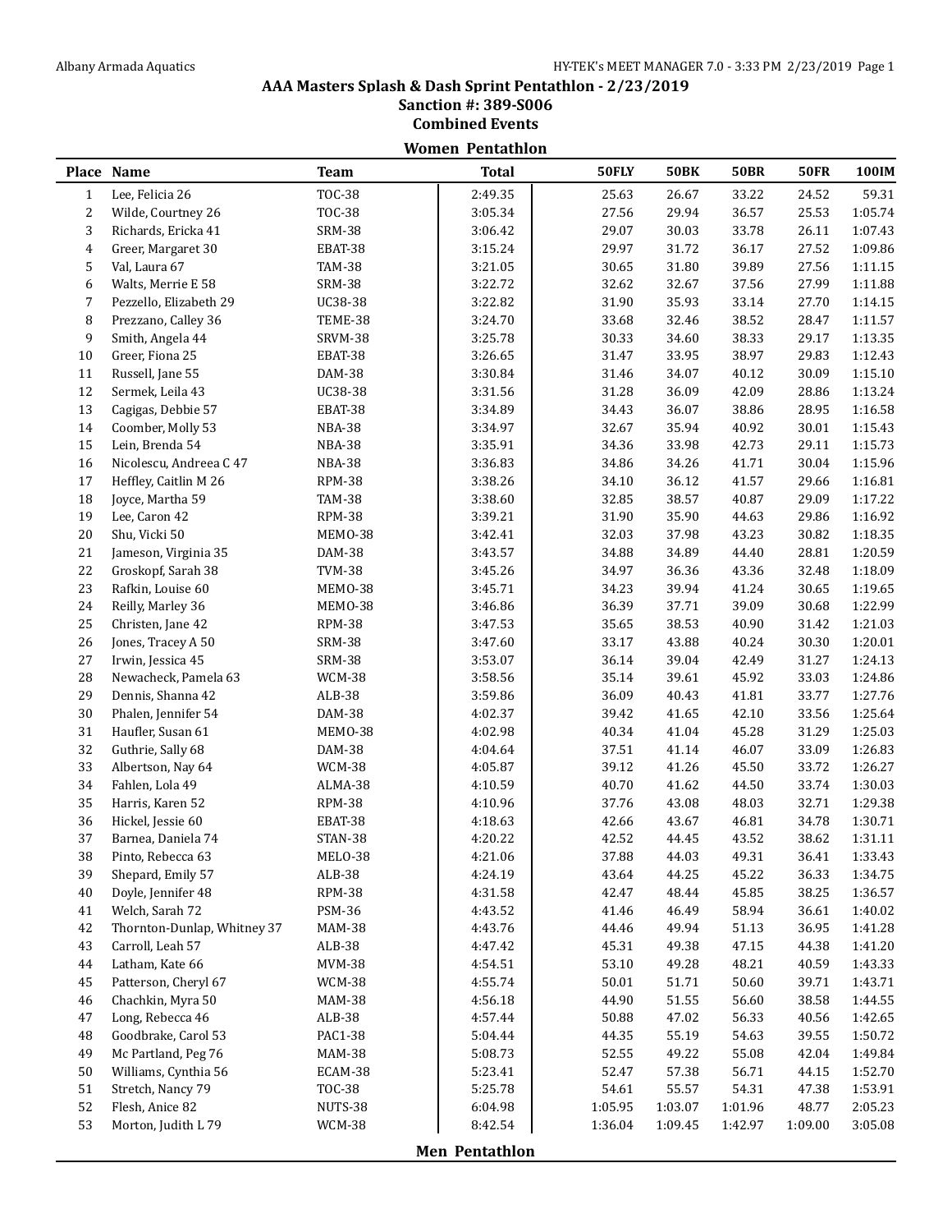## AAA Masters Splash & Dash Sprint Pentathlon - 2/23/2019

### Sanction #: 389-S006

### Combined Events

#### Women Pentathlon

| Place | Name | Team | Total | 50FLY | 50BK | 50BR | 50FR | 100IM |
|---|---|---|---|---|---|---|---|---|
| 1 | Lee, Felicia 26 | TOC-38 | 2:49.35 | 25.63 | 26.67 | 33.22 | 24.52 | 59.31 |
| 2 | Wilde, Courtney 26 | TOC-38 | 3:05.34 | 27.56 | 29.94 | 36.57 | 25.53 | 1:05.74 |
| 3 | Richards, Ericka 41 | SRM-38 | 3:06.42 | 29.07 | 30.03 | 33.78 | 26.11 | 1:07.43 |
| 4 | Greer, Margaret 30 | EBAT-38 | 3:15.24 | 29.97 | 31.72 | 36.17 | 27.52 | 1:09.86 |
| 5 | Val, Laura 67 | TAM-38 | 3:21.05 | 30.65 | 31.80 | 39.89 | 27.56 | 1:11.15 |
| 6 | Walts, Merrie E 58 | SRM-38 | 3:22.72 | 32.62 | 32.67 | 37.56 | 27.99 | 1:11.88 |
| 7 | Pezzello, Elizabeth 29 | UC38-38 | 3:22.82 | 31.90 | 35.93 | 33.14 | 27.70 | 1:14.15 |
| 8 | Prezzano, Calley 36 | TEME-38 | 3:24.70 | 33.68 | 32.46 | 38.52 | 28.47 | 1:11.57 |
| 9 | Smith, Angela 44 | SRVM-38 | 3:25.78 | 30.33 | 34.60 | 38.33 | 29.17 | 1:13.35 |
| 10 | Greer, Fiona 25 | EBAT-38 | 3:26.65 | 31.47 | 33.95 | 38.97 | 29.83 | 1:12.43 |
| 11 | Russell, Jane 55 | DAM-38 | 3:30.84 | 31.46 | 34.07 | 40.12 | 30.09 | 1:15.10 |
| 12 | Sermek, Leila 43 | UC38-38 | 3:31.56 | 31.28 | 36.09 | 42.09 | 28.86 | 1:13.24 |
| 13 | Cagigas, Debbie 57 | EBAT-38 | 3:34.89 | 34.43 | 36.07 | 38.86 | 28.95 | 1:16.58 |
| 14 | Coomber, Molly 53 | NBA-38 | 3:34.97 | 32.67 | 35.94 | 40.92 | 30.01 | 1:15.43 |
| 15 | Lein, Brenda 54 | NBA-38 | 3:35.91 | 34.36 | 33.98 | 42.73 | 29.11 | 1:15.73 |
| 16 | Nicolescu, Andreea C 47 | NBA-38 | 3:36.83 | 34.86 | 34.26 | 41.71 | 30.04 | 1:15.96 |
| 17 | Heffley, Caitlin M 26 | RPM-38 | 3:38.26 | 34.10 | 36.12 | 41.57 | 29.66 | 1:16.81 |
| 18 | Joyce, Martha 59 | TAM-38 | 3:38.60 | 32.85 | 38.57 | 40.87 | 29.09 | 1:17.22 |
| 19 | Lee, Caron 42 | RPM-38 | 3:39.21 | 31.90 | 35.90 | 44.63 | 29.86 | 1:16.92 |
| 20 | Shu, Vicki 50 | MEMO-38 | 3:42.41 | 32.03 | 37.98 | 43.23 | 30.82 | 1:18.35 |
| 21 | Jameson, Virginia 35 | DAM-38 | 3:43.57 | 34.88 | 34.89 | 44.40 | 28.81 | 1:20.59 |
| 22 | Groskopf, Sarah 38 | TVM-38 | 3:45.26 | 34.97 | 36.36 | 43.36 | 32.48 | 1:18.09 |
| 23 | Rafkin, Louise 60 | MEMO-38 | 3:45.71 | 34.23 | 39.94 | 41.24 | 30.65 | 1:19.65 |
| 24 | Reilly, Marley 36 | MEMO-38 | 3:46.86 | 36.39 | 37.71 | 39.09 | 30.68 | 1:22.99 |
| 25 | Christen, Jane 42 | RPM-38 | 3:47.53 | 35.65 | 38.53 | 40.90 | 31.42 | 1:21.03 |
| 26 | Jones, Tracey A 50 | SRM-38 | 3:47.60 | 33.17 | 43.88 | 40.24 | 30.30 | 1:20.01 |
| 27 | Irwin, Jessica 45 | SRM-38 | 3:53.07 | 36.14 | 39.04 | 42.49 | 31.27 | 1:24.13 |
| 28 | Newacheck, Pamela 63 | WCM-38 | 3:58.56 | 35.14 | 39.61 | 45.92 | 33.03 | 1:24.86 |
| 29 | Dennis, Shanna 42 | ALB-38 | 3:59.86 | 36.09 | 40.43 | 41.81 | 33.77 | 1:27.76 |
| 30 | Phalen, Jennifer 54 | DAM-38 | 4:02.37 | 39.42 | 41.65 | 42.10 | 33.56 | 1:25.64 |
| 31 | Haufler, Susan 61 | MEMO-38 | 4:02.98 | 40.34 | 41.04 | 45.28 | 31.29 | 1:25.03 |
| 32 | Guthrie, Sally 68 | DAM-38 | 4:04.64 | 37.51 | 41.14 | 46.07 | 33.09 | 1:26.83 |
| 33 | Albertson, Nay 64 | WCM-38 | 4:05.87 | 39.12 | 41.26 | 45.50 | 33.72 | 1:26.27 |
| 34 | Fahlen, Lola 49 | ALMA-38 | 4:10.59 | 40.70 | 41.62 | 44.50 | 33.74 | 1:30.03 |
| 35 | Harris, Karen 52 | RPM-38 | 4:10.96 | 37.76 | 43.08 | 48.03 | 32.71 | 1:29.38 |
| 36 | Hickel, Jessie 60 | EBAT-38 | 4:18.63 | 42.66 | 43.67 | 46.81 | 34.78 | 1:30.71 |
| 37 | Barnea, Daniela 74 | STAN-38 | 4:20.22 | 42.52 | 44.45 | 43.52 | 38.62 | 1:31.11 |
| 38 | Pinto, Rebecca 63 | MELO-38 | 4:21.06 | 37.88 | 44.03 | 49.31 | 36.41 | 1:33.43 |
| 39 | Shepard, Emily 57 | ALB-38 | 4:24.19 | 43.64 | 44.25 | 45.22 | 36.33 | 1:34.75 |
| 40 | Doyle, Jennifer 48 | RPM-38 | 4:31.58 | 42.47 | 48.44 | 45.85 | 38.25 | 1:36.57 |
| 41 | Welch, Sarah 72 | PSM-36 | 4:43.52 | 41.46 | 46.49 | 58.94 | 36.61 | 1:40.02 |
| 42 | Thornton-Dunlap, Whitney 37 | MAM-38 | 4:43.76 | 44.46 | 49.94 | 51.13 | 36.95 | 1:41.28 |
| 43 | Carroll, Leah 57 | ALB-38 | 4:47.42 | 45.31 | 49.38 | 47.15 | 44.38 | 1:41.20 |
| 44 | Latham, Kate 66 | MVM-38 | 4:54.51 | 53.10 | 49.28 | 48.21 | 40.59 | 1:43.33 |
| 45 | Patterson, Cheryl 67 | WCM-38 | 4:55.74 | 50.01 | 51.71 | 50.60 | 39.71 | 1:43.71 |
| 46 | Chachkin, Myra 50 | MAM-38 | 4:56.18 | 44.90 | 51.55 | 56.60 | 38.58 | 1:44.55 |
| 47 | Long, Rebecca 46 | ALB-38 | 4:57.44 | 50.88 | 47.02 | 56.33 | 40.56 | 1:42.65 |
| 48 | Goodbrake, Carol 53 | PAC1-38 | 5:04.44 | 44.35 | 55.19 | 54.63 | 39.55 | 1:50.72 |
| 49 | Mc Partland, Peg 76 | MAM-38 | 5:08.73 | 52.55 | 49.22 | 55.08 | 42.04 | 1:49.84 |
| 50 | Williams, Cynthia 56 | ECAM-38 | 5:23.41 | 52.47 | 57.38 | 56.71 | 44.15 | 1:52.70 |
| 51 | Stretch, Nancy 79 | TOC-38 | 5:25.78 | 54.61 | 55.57 | 54.31 | 47.38 | 1:53.91 |
| 52 | Flesh, Anice 82 | NUTS-38 | 6:04.98 | 1:05.95 | 1:03.07 | 1:01.96 | 48.77 | 2:05.23 |
| 53 | Morton, Judith L 79 | WCM-38 | 8:42.54 | 1:36.04 | 1:09.45 | 1:42.97 | 1:09.00 | 3:05.08 |

#### Men Pentathlon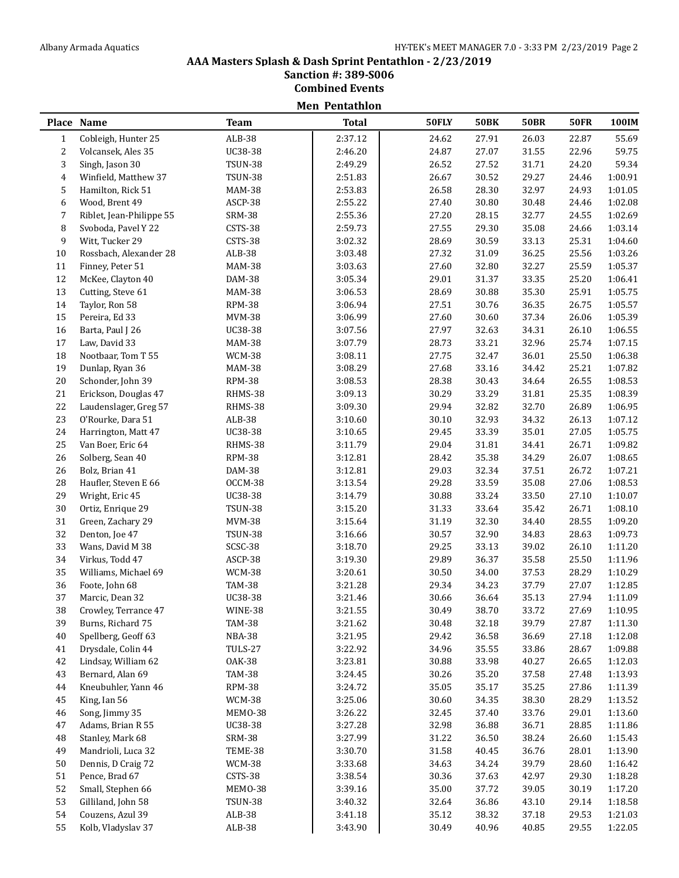## AAA Masters Splash & Dash Sprint Pentathlon - 2/23/2019

### Sanction #: 389-S006

### Combined Events

#### Men Pentathlon

| Place | Name | Team | Total | 50FLY | 50BK | 50BR | 50FR | 100IM |
|---|---|---|---|---|---|---|---|---|
| 1 | Cobleigh, Hunter 25 | ALB-38 | 2:37.12 | 24.62 | 27.91 | 26.03 | 22.87 | 55.69 |
| 2 | Volcansek, Ales 35 | UC38-38 | 2:46.20 | 24.87 | 27.07 | 31.55 | 22.96 | 59.75 |
| 3 | Singh, Jason 30 | TSUN-38 | 2:49.29 | 26.52 | 27.52 | 31.71 | 24.20 | 59.34 |
| 4 | Winfield, Matthew 37 | TSUN-38 | 2:51.83 | 26.67 | 30.52 | 29.27 | 24.46 | 1:00.91 |
| 5 | Hamilton, Rick 51 | MAM-38 | 2:53.83 | 26.58 | 28.30 | 32.97 | 24.93 | 1:01.05 |
| 6 | Wood, Brent 49 | ASCP-38 | 2:55.22 | 27.40 | 30.80 | 30.48 | 24.46 | 1:02.08 |
| 7 | Riblet, Jean-Philippe 55 | SRM-38 | 2:55.36 | 27.20 | 28.15 | 32.77 | 24.55 | 1:02.69 |
| 8 | Svoboda, Pavel Y 22 | CSTS-38 | 2:59.73 | 27.55 | 29.30 | 35.08 | 24.66 | 1:03.14 |
| 9 | Witt, Tucker 29 | CSTS-38 | 3:02.32 | 28.69 | 30.59 | 33.13 | 25.31 | 1:04.60 |
| 10 | Rossbach, Alexander 28 | ALB-38 | 3:03.48 | 27.32 | 31.09 | 36.25 | 25.56 | 1:03.26 |
| 11 | Finney, Peter 51 | MAM-38 | 3:03.63 | 27.60 | 32.80 | 32.27 | 25.59 | 1:05.37 |
| 12 | McKee, Clayton 40 | DAM-38 | 3:05.34 | 29.01 | 31.37 | 33.35 | 25.20 | 1:06.41 |
| 13 | Cutting, Steve 61 | MAM-38 | 3:06.53 | 28.69 | 30.88 | 35.30 | 25.91 | 1:05.75 |
| 14 | Taylor, Ron 58 | RPM-38 | 3:06.94 | 27.51 | 30.76 | 36.35 | 26.75 | 1:05.57 |
| 15 | Pereira, Ed 33 | MVM-38 | 3:06.99 | 27.60 | 30.60 | 37.34 | 26.06 | 1:05.39 |
| 16 | Barta, Paul J 26 | UC38-38 | 3:07.56 | 27.97 | 32.63 | 34.31 | 26.10 | 1:06.55 |
| 17 | Law, David 33 | MAM-38 | 3:07.79 | 28.73 | 33.21 | 32.96 | 25.74 | 1:07.15 |
| 18 | Nootbaar, Tom T 55 | WCM-38 | 3:08.11 | 27.75 | 32.47 | 36.01 | 25.50 | 1:06.38 |
| 19 | Dunlap, Ryan 36 | MAM-38 | 3:08.29 | 27.68 | 33.16 | 34.42 | 25.21 | 1:07.82 |
| 20 | Schonder, John 39 | RPM-38 | 3:08.53 | 28.38 | 30.43 | 34.64 | 26.55 | 1:08.53 |
| 21 | Erickson, Douglas 47 | RHMS-38 | 3:09.13 | 30.29 | 33.29 | 31.81 | 25.35 | 1:08.39 |
| 22 | Laudenslager, Greg 57 | RHMS-38 | 3:09.30 | 29.94 | 32.82 | 32.70 | 26.89 | 1:06.95 |
| 23 | O'Rourke, Dara 51 | ALB-38 | 3:10.60 | 30.10 | 32.93 | 34.32 | 26.13 | 1:07.12 |
| 24 | Harrington, Matt 47 | UC38-38 | 3:10.65 | 29.45 | 33.39 | 35.01 | 27.05 | 1:05.75 |
| 25 | Van Boer, Eric 64 | RHMS-38 | 3:11.79 | 29.04 | 31.81 | 34.41 | 26.71 | 1:09.82 |
| 26 | Solberg, Sean 40 | RPM-38 | 3:12.81 | 28.42 | 35.38 | 34.29 | 26.07 | 1:08.65 |
| 26 | Bolz, Brian 41 | DAM-38 | 3:12.81 | 29.03 | 32.34 | 37.51 | 26.72 | 1:07.21 |
| 28 | Haufler, Steven E 66 | OCCM-38 | 3:13.54 | 29.28 | 33.59 | 35.08 | 27.06 | 1:08.53 |
| 29 | Wright, Eric 45 | UC38-38 | 3:14.79 | 30.88 | 33.24 | 33.50 | 27.10 | 1:10.07 |
| 30 | Ortiz, Enrique 29 | TSUN-38 | 3:15.20 | 31.33 | 33.64 | 35.42 | 26.71 | 1:08.10 |
| 31 | Green, Zachary 29 | MVM-38 | 3:15.64 | 31.19 | 32.30 | 34.40 | 28.55 | 1:09.20 |
| 32 | Denton, Joe 47 | TSUN-38 | 3:16.66 | 30.57 | 32.90 | 34.83 | 28.63 | 1:09.73 |
| 33 | Wans, David M 38 | SCSC-38 | 3:18.70 | 29.25 | 33.13 | 39.02 | 26.10 | 1:11.20 |
| 34 | Virkus, Todd 47 | ASCP-38 | 3:19.30 | 29.89 | 36.37 | 35.58 | 25.50 | 1:11.96 |
| 35 | Williams, Michael 69 | WCM-38 | 3:20.61 | 30.50 | 34.00 | 37.53 | 28.29 | 1:10.29 |
| 36 | Foote, John 68 | TAM-38 | 3:21.28 | 29.34 | 34.23 | 37.79 | 27.07 | 1:12.85 |
| 37 | Marcic, Dean 32 | UC38-38 | 3:21.46 | 30.66 | 36.64 | 35.13 | 27.94 | 1:11.09 |
| 38 | Crowley, Terrance 47 | WINE-38 | 3:21.55 | 30.49 | 38.70 | 33.72 | 27.69 | 1:10.95 |
| 39 | Burns, Richard 75 | TAM-38 | 3:21.62 | 30.48 | 32.18 | 39.79 | 27.87 | 1:11.30 |
| 40 | Spellberg, Geoff 63 | NBA-38 | 3:21.95 | 29.42 | 36.58 | 36.69 | 27.18 | 1:12.08 |
| 41 | Drysdale, Colin 44 | TULS-27 | 3:22.92 | 34.96 | 35.55 | 33.86 | 28.67 | 1:09.88 |
| 42 | Lindsay, William 62 | OAK-38 | 3:23.81 | 30.88 | 33.98 | 40.27 | 26.65 | 1:12.03 |
| 43 | Bernard, Alan 69 | TAM-38 | 3:24.45 | 30.26 | 35.20 | 37.58 | 27.48 | 1:13.93 |
| 44 | Kneubuhler, Yann 46 | RPM-38 | 3:24.72 | 35.05 | 35.17 | 35.25 | 27.86 | 1:11.39 |
| 45 | King, Ian 56 | WCM-38 | 3:25.06 | 30.60 | 34.35 | 38.30 | 28.29 | 1:13.52 |
| 46 | Song, Jimmy 35 | MEMO-38 | 3:26.22 | 32.45 | 37.40 | 33.76 | 29.01 | 1:13.60 |
| 47 | Adams, Brian R 55 | UC38-38 | 3:27.28 | 32.98 | 36.88 | 36.71 | 28.85 | 1:11.86 |
| 48 | Stanley, Mark 68 | SRM-38 | 3:27.99 | 31.22 | 36.50 | 38.24 | 26.60 | 1:15.43 |
| 49 | Mandrioli, Luca 32 | TEME-38 | 3:30.70 | 31.58 | 40.45 | 36.76 | 28.01 | 1:13.90 |
| 50 | Dennis, D Craig 72 | WCM-38 | 3:33.68 | 34.63 | 34.24 | 39.79 | 28.60 | 1:16.42 |
| 51 | Pence, Brad 67 | CSTS-38 | 3:38.54 | 30.36 | 37.63 | 42.97 | 29.30 | 1:18.28 |
| 52 | Small, Stephen 66 | MEMO-38 | 3:39.16 | 35.00 | 37.72 | 39.05 | 30.19 | 1:17.20 |
| 53 | Gilliland, John 58 | TSUN-38 | 3:40.32 | 32.64 | 36.86 | 43.10 | 29.14 | 1:18.58 |
| 54 | Couzens, Azul 39 | ALB-38 | 3:41.18 | 35.12 | 38.32 | 37.18 | 29.53 | 1:21.03 |
| 55 | Kolb, Vladyslav 37 | ALB-38 | 3:43.90 | 30.49 | 40.96 | 40.85 | 29.55 | 1:22.05 |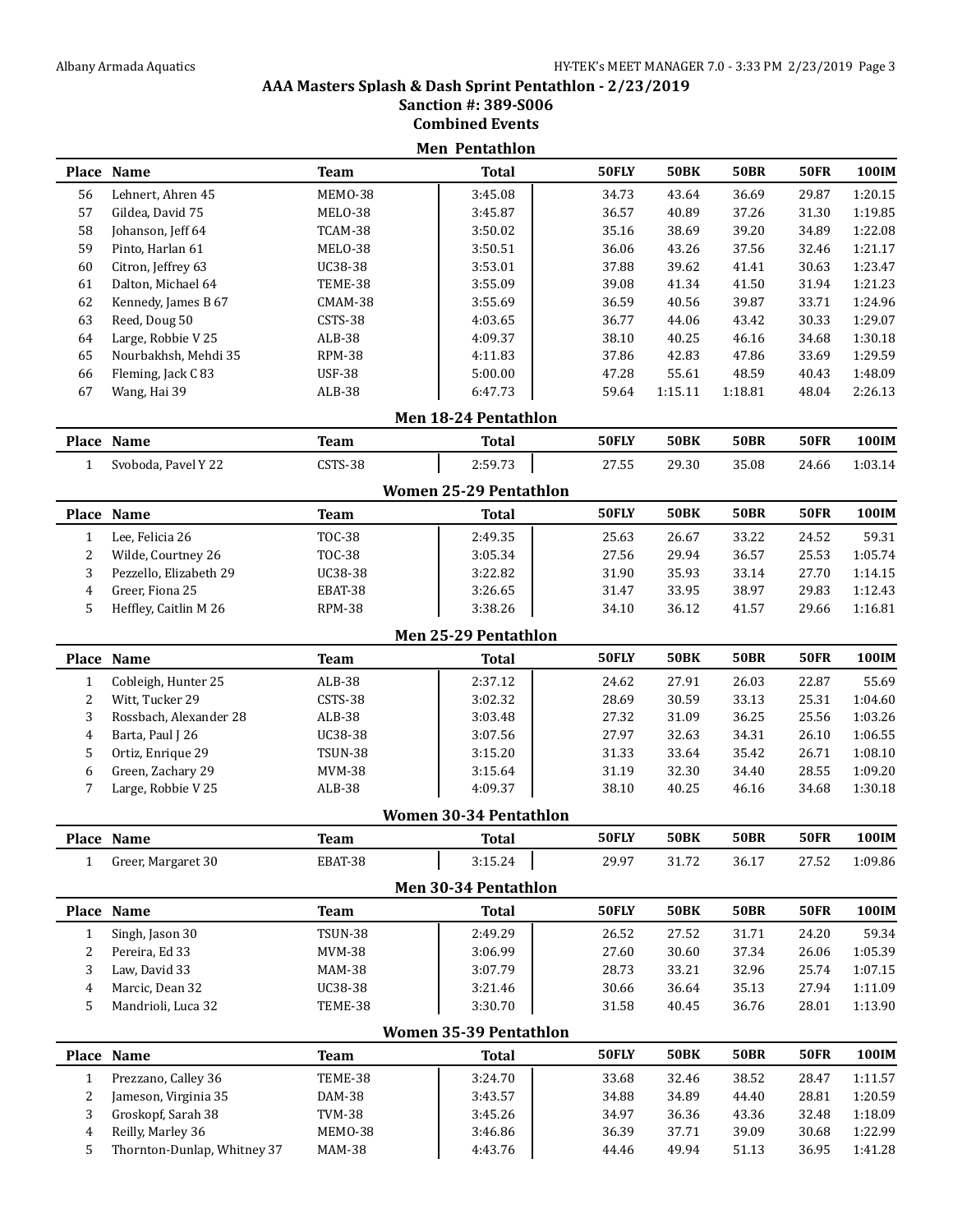# AAA Masters Splash & Dash Sprint Pentathlon - 2/23/2019

## Sanction #: 389-S006

## Combined Events

### Men Pentathlon

| Place | Name | Team | Total | 50FLY | 50BK | 50BR | 50FR | 100IM |
|---|---|---|---|---|---|---|---|---|
| 56 | Lehnert, Ahren 45 | MEMO-38 | 3:45.08 | 34.73 | 43.64 | 36.69 | 29.87 | 1:20.15 |
| 57 | Gildea, David 75 | MELO-38 | 3:45.87 | 36.57 | 40.89 | 37.26 | 31.30 | 1:19.85 |
| 58 | Johanson, Jeff 64 | TCAM-38 | 3:50.02 | 35.16 | 38.69 | 39.20 | 34.89 | 1:22.08 |
| 59 | Pinto, Harlan 61 | MELO-38 | 3:50.51 | 36.06 | 43.26 | 37.56 | 32.46 | 1:21.17 |
| 60 | Citron, Jeffrey 63 | UC38-38 | 3:53.01 | 37.88 | 39.62 | 41.41 | 30.63 | 1:23.47 |
| 61 | Dalton, Michael 64 | TEME-38 | 3:55.09 | 39.08 | 41.34 | 41.50 | 31.94 | 1:21.23 |
| 62 | Kennedy, James B 67 | CMAM-38 | 3:55.69 | 36.59 | 40.56 | 39.87 | 33.71 | 1:24.96 |
| 63 | Reed, Doug 50 | CSTS-38 | 4:03.65 | 36.77 | 44.06 | 43.42 | 30.33 | 1:29.07 |
| 64 | Large, Robbie V 25 | ALB-38 | 4:09.37 | 38.10 | 40.25 | 46.16 | 34.68 | 1:30.18 |
| 65 | Nourbakhsh, Mehdi 35 | RPM-38 | 4:11.83 | 37.86 | 42.83 | 47.86 | 33.69 | 1:29.59 |
| 66 | Fleming, Jack C 83 | USF-38 | 5:00.00 | 47.28 | 55.61 | 48.59 | 40.43 | 1:48.09 |
| 67 | Wang, Hai 39 | ALB-38 | 6:47.73 | 59.64 | 1:15.11 | 1:18.81 | 48.04 | 2:26.13 |

### Men 18-24 Pentathlon

| Place | Name | Team | Total | 50FLY | 50BK | 50BR | 50FR | 100IM |
|---|---|---|---|---|---|---|---|---|
| 1 | Svoboda, Pavel Y 22 | CSTS-38 | 2:59.73 | 27.55 | 29.30 | 35.08 | 24.66 | 1:03.14 |

### Women 25-29 Pentathlon

| Place | Name | Team | Total | 50FLY | 50BK | 50BR | 50FR | 100IM |
|---|---|---|---|---|---|---|---|---|
| 1 | Lee, Felicia 26 | TOC-38 | 2:49.35 | 25.63 | 26.67 | 33.22 | 24.52 | 59.31 |
| 2 | Wilde, Courtney 26 | TOC-38 | 3:05.34 | 27.56 | 29.94 | 36.57 | 25.53 | 1:05.74 |
| 3 | Pezzello, Elizabeth 29 | UC38-38 | 3:22.82 | 31.90 | 35.93 | 33.14 | 27.70 | 1:14.15 |
| 4 | Greer, Fiona 25 | EBAT-38 | 3:26.65 | 31.47 | 33.95 | 38.97 | 29.83 | 1:12.43 |
| 5 | Heffley, Caitlin M 26 | RPM-38 | 3:38.26 | 34.10 | 36.12 | 41.57 | 29.66 | 1:16.81 |

### Men 25-29 Pentathlon

| Place | Name | Team | Total | 50FLY | 50BK | 50BR | 50FR | 100IM |
|---|---|---|---|---|---|---|---|---|
| 1 | Cobleigh, Hunter 25 | ALB-38 | 2:37.12 | 24.62 | 27.91 | 26.03 | 22.87 | 55.69 |
| 2 | Witt, Tucker 29 | CSTS-38 | 3:02.32 | 28.69 | 30.59 | 33.13 | 25.31 | 1:04.60 |
| 3 | Rossbach, Alexander 28 | ALB-38 | 3:03.48 | 27.32 | 31.09 | 36.25 | 25.56 | 1:03.26 |
| 4 | Barta, Paul J 26 | UC38-38 | 3:07.56 | 27.97 | 32.63 | 34.31 | 26.10 | 1:06.55 |
| 5 | Ortiz, Enrique 29 | TSUN-38 | 3:15.20 | 31.33 | 33.64 | 35.42 | 26.71 | 1:08.10 |
| 6 | Green, Zachary 29 | MVM-38 | 3:15.64 | 31.19 | 32.30 | 34.40 | 28.55 | 1:09.20 |
| 7 | Large, Robbie V 25 | ALB-38 | 4:09.37 | 38.10 | 40.25 | 46.16 | 34.68 | 1:30.18 |

### Women 30-34 Pentathlon

| Place | Name | Team | Total | 50FLY | 50BK | 50BR | 50FR | 100IM |
|---|---|---|---|---|---|---|---|---|
| 1 | Greer, Margaret 30 | EBAT-38 | 3:15.24 | 29.97 | 31.72 | 36.17 | 27.52 | 1:09.86 |

### Men 30-34 Pentathlon

| Place | Name | Team | Total | 50FLY | 50BK | 50BR | 50FR | 100IM |
|---|---|---|---|---|---|---|---|---|
| 1 | Singh, Jason 30 | TSUN-38 | 2:49.29 | 26.52 | 27.52 | 31.71 | 24.20 | 59.34 |
| 2 | Pereira, Ed 33 | MVM-38 | 3:06.99 | 27.60 | 30.60 | 37.34 | 26.06 | 1:05.39 |
| 3 | Law, David 33 | MAM-38 | 3:07.79 | 28.73 | 33.21 | 32.96 | 25.74 | 1:07.15 |
| 4 | Marcic, Dean 32 | UC38-38 | 3:21.46 | 30.66 | 36.64 | 35.13 | 27.94 | 1:11.09 |
| 5 | Mandrioli, Luca 32 | TEME-38 | 3:30.70 | 31.58 | 40.45 | 36.76 | 28.01 | 1:13.90 |

### Women 35-39 Pentathlon

| Place | Name | Team | Total | 50FLY | 50BK | 50BR | 50FR | 100IM |
|---|---|---|---|---|---|---|---|---|
| 1 | Prezzano, Calley 36 | TEME-38 | 3:24.70 | 33.68 | 32.46 | 38.52 | 28.47 | 1:11.57 |
| 2 | Jameson, Virginia 35 | DAM-38 | 3:43.57 | 34.88 | 34.89 | 44.40 | 28.81 | 1:20.59 |
| 3 | Groskopf, Sarah 38 | TVM-38 | 3:45.26 | 34.97 | 36.36 | 43.36 | 32.48 | 1:18.09 |
| 4 | Reilly, Marley 36 | MEMO-38 | 3:46.86 | 36.39 | 37.71 | 39.09 | 30.68 | 1:22.99 |
| 5 | Thornton-Dunlap, Whitney 37 | MAM-38 | 4:43.76 | 44.46 | 49.94 | 51.13 | 36.95 | 1:41.28 |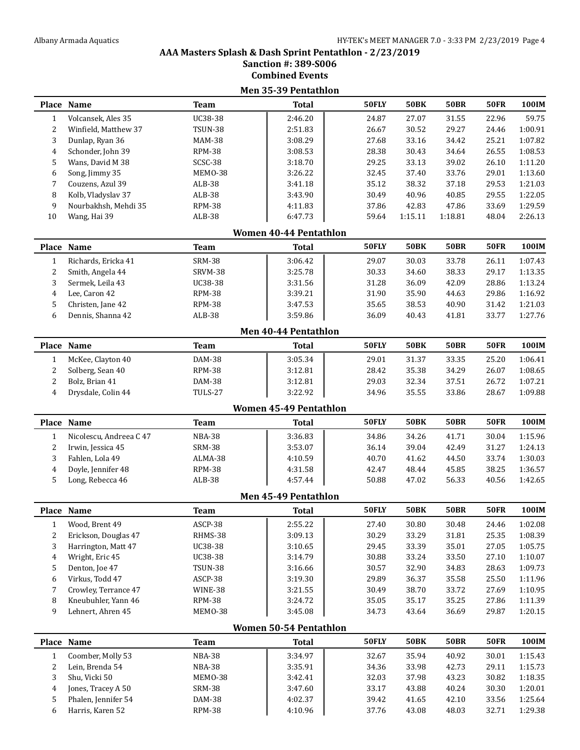## AAA Masters Splash & Dash Sprint Pentathlon - 2/23/2019
### Sanction #: 389-S006
### Combined Events

#### Men 35-39 Pentathlon

| Place | Name | Team | Total | 50FLY | 50BK | 50BR | 50FR | 100IM |
|---|---|---|---|---|---|---|---|---|
| 1 | Volcansek, Ales 35 | UC38-38 | 2:46.20 | 24.87 | 27.07 | 31.55 | 22.96 | 59.75 |
| 2 | Winfield, Matthew 37 | TSUN-38 | 2:51.83 | 26.67 | 30.52 | 29.27 | 24.46 | 1:00.91 |
| 3 | Dunlap, Ryan 36 | MAM-38 | 3:08.29 | 27.68 | 33.16 | 34.42 | 25.21 | 1:07.82 |
| 4 | Schonder, John 39 | RPM-38 | 3:08.53 | 28.38 | 30.43 | 34.64 | 26.55 | 1:08.53 |
| 5 | Wans, David M 38 | SCSC-38 | 3:18.70 | 29.25 | 33.13 | 39.02 | 26.10 | 1:11.20 |
| 6 | Song, Jimmy 35 | MEMO-38 | 3:26.22 | 32.45 | 37.40 | 33.76 | 29.01 | 1:13.60 |
| 7 | Couzens, Azul 39 | ALB-38 | 3:41.18 | 35.12 | 38.32 | 37.18 | 29.53 | 1:21.03 |
| 8 | Kolb, Vladyslav 37 | ALB-38 | 3:43.90 | 30.49 | 40.96 | 40.85 | 29.55 | 1:22.05 |
| 9 | Nourbakhsh, Mehdi 35 | RPM-38 | 4:11.83 | 37.86 | 42.83 | 47.86 | 33.69 | 1:29.59 |
| 10 | Wang, Hai 39 | ALB-38 | 6:47.73 | 59.64 | 1:15.11 | 1:18.81 | 48.04 | 2:26.13 |

#### Women 40-44 Pentathlon

| Place | Name | Team | Total | 50FLY | 50BK | 50BR | 50FR | 100IM |
|---|---|---|---|---|---|---|---|---|
| 1 | Richards, Ericka 41 | SRM-38 | 3:06.42 | 29.07 | 30.03 | 33.78 | 26.11 | 1:07.43 |
| 2 | Smith, Angela 44 | SRVM-38 | 3:25.78 | 30.33 | 34.60 | 38.33 | 29.17 | 1:13.35 |
| 3 | Sermek, Leila 43 | UC38-38 | 3:31.56 | 31.28 | 36.09 | 42.09 | 28.86 | 1:13.24 |
| 4 | Lee, Caron 42 | RPM-38 | 3:39.21 | 31.90 | 35.90 | 44.63 | 29.86 | 1:16.92 |
| 5 | Christen, Jane 42 | RPM-38 | 3:47.53 | 35.65 | 38.53 | 40.90 | 31.42 | 1:21.03 |
| 6 | Dennis, Shanna 42 | ALB-38 | 3:59.86 | 36.09 | 40.43 | 41.81 | 33.77 | 1:27.76 |

#### Men 40-44 Pentathlon

| Place | Name | Team | Total | 50FLY | 50BK | 50BR | 50FR | 100IM |
|---|---|---|---|---|---|---|---|---|
| 1 | McKee, Clayton 40 | DAM-38 | 3:05.34 | 29.01 | 31.37 | 33.35 | 25.20 | 1:06.41 |
| 2 | Solberg, Sean 40 | RPM-38 | 3:12.81 | 28.42 | 35.38 | 34.29 | 26.07 | 1:08.65 |
| 2 | Bolz, Brian 41 | DAM-38 | 3:12.81 | 29.03 | 32.34 | 37.51 | 26.72 | 1:07.21 |
| 4 | Drysdale, Colin 44 | TULS-27 | 3:22.92 | 34.96 | 35.55 | 33.86 | 28.67 | 1:09.88 |

#### Women 45-49 Pentathlon

| Place | Name | Team | Total | 50FLY | 50BK | 50BR | 50FR | 100IM |
|---|---|---|---|---|---|---|---|---|
| 1 | Nicolescu, Andreea C 47 | NBA-38 | 3:36.83 | 34.86 | 34.26 | 41.71 | 30.04 | 1:15.96 |
| 2 | Irwin, Jessica 45 | SRM-38 | 3:53.07 | 36.14 | 39.04 | 42.49 | 31.27 | 1:24.13 |
| 3 | Fahlen, Lola 49 | ALMA-38 | 4:10.59 | 40.70 | 41.62 | 44.50 | 33.74 | 1:30.03 |
| 4 | Doyle, Jennifer 48 | RPM-38 | 4:31.58 | 42.47 | 48.44 | 45.85 | 38.25 | 1:36.57 |
| 5 | Long, Rebecca 46 | ALB-38 | 4:57.44 | 50.88 | 47.02 | 56.33 | 40.56 | 1:42.65 |

#### Men 45-49 Pentathlon

| Place | Name | Team | Total | 50FLY | 50BK | 50BR | 50FR | 100IM |
|---|---|---|---|---|---|---|---|---|
| 1 | Wood, Brent 49 | ASCP-38 | 2:55.22 | 27.40 | 30.80 | 30.48 | 24.46 | 1:02.08 |
| 2 | Erickson, Douglas 47 | RHMS-38 | 3:09.13 | 30.29 | 33.29 | 31.81 | 25.35 | 1:08.39 |
| 3 | Harrington, Matt 47 | UC38-38 | 3:10.65 | 29.45 | 33.39 | 35.01 | 27.05 | 1:05.75 |
| 4 | Wright, Eric 45 | UC38-38 | 3:14.79 | 30.88 | 33.24 | 33.50 | 27.10 | 1:10.07 |
| 5 | Denton, Joe 47 | TSUN-38 | 3:16.66 | 30.57 | 32.90 | 34.83 | 28.63 | 1:09.73 |
| 6 | Virkus, Todd 47 | ASCP-38 | 3:19.30 | 29.89 | 36.37 | 35.58 | 25.50 | 1:11.96 |
| 7 | Crowley, Terrance 47 | WINE-38 | 3:21.55 | 30.49 | 38.70 | 33.72 | 27.69 | 1:10.95 |
| 8 | Kneubuhler, Yann 46 | RPM-38 | 3:24.72 | 35.05 | 35.17 | 35.25 | 27.86 | 1:11.39 |
| 9 | Lehnert, Ahren 45 | MEMO-38 | 3:45.08 | 34.73 | 43.64 | 36.69 | 29.87 | 1:20.15 |

#### Women 50-54 Pentathlon

| Place | Name | Team | Total | 50FLY | 50BK | 50BR | 50FR | 100IM |
|---|---|---|---|---|---|---|---|---|
| 1 | Coomber, Molly 53 | NBA-38 | 3:34.97 | 32.67 | 35.94 | 40.92 | 30.01 | 1:15.43 |
| 2 | Lein, Brenda 54 | NBA-38 | 3:35.91 | 34.36 | 33.98 | 42.73 | 29.11 | 1:15.73 |
| 3 | Shu, Vicki 50 | MEMO-38 | 3:42.41 | 32.03 | 37.98 | 43.23 | 30.82 | 1:18.35 |
| 4 | Jones, Tracey A 50 | SRM-38 | 3:47.60 | 33.17 | 43.88 | 40.24 | 30.30 | 1:20.01 |
| 5 | Phalen, Jennifer 54 | DAM-38 | 4:02.37 | 39.42 | 41.65 | 42.10 | 33.56 | 1:25.64 |
| 6 | Harris, Karen 52 | RPM-38 | 4:10.96 | 37.76 | 43.08 | 48.03 | 32.71 | 1:29.38 |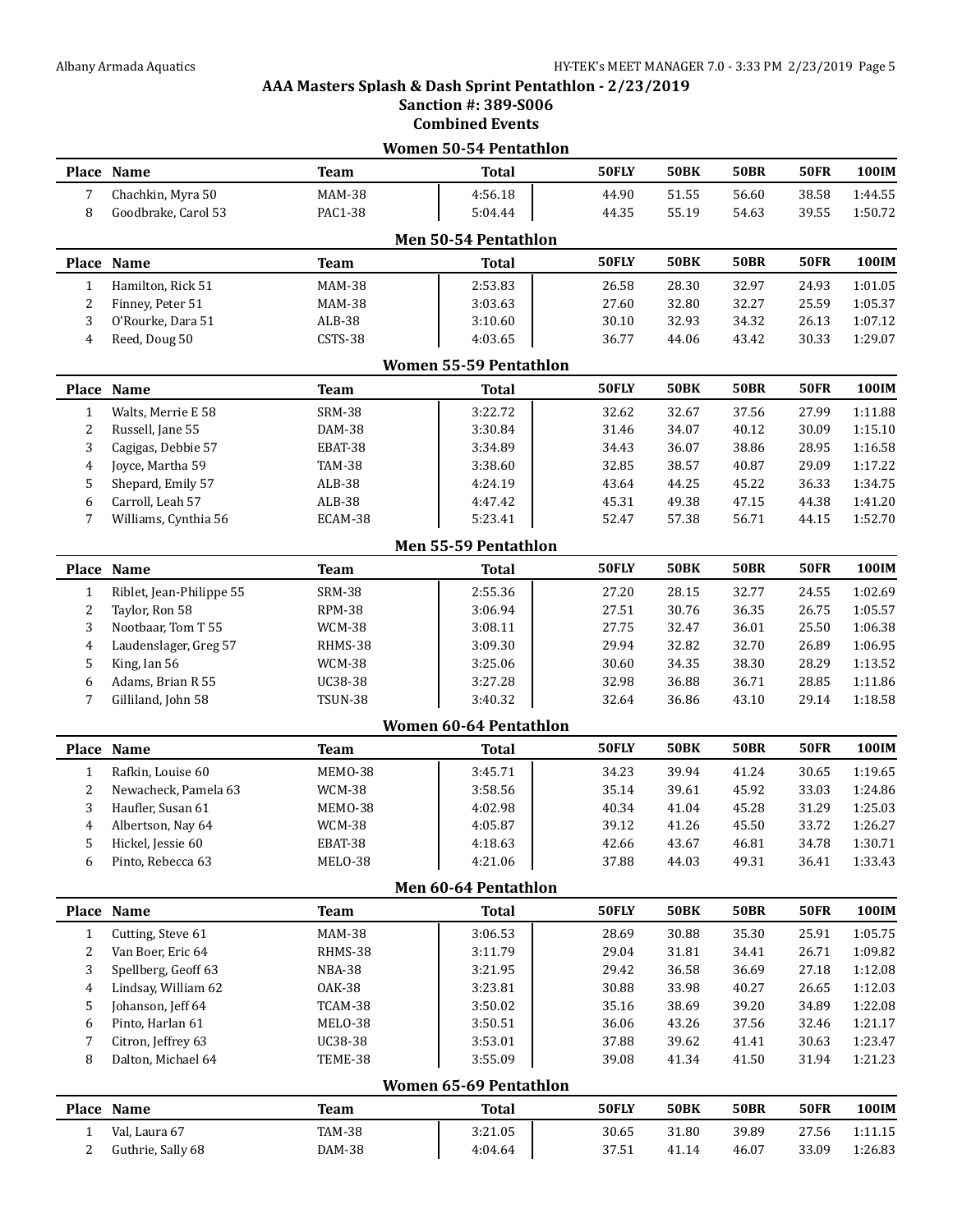## AAA Masters Splash & Dash Sprint Pentathlon - 2/23/2019

### Sanction #: 389-S006

### Combined Events

#### Women 50-54 Pentathlon

| Place | Name | Team | Total | 50FLY | 50BK | 50BR | 50FR | 100IM |
|---|---|---|---|---|---|---|---|---|
| 7 | Chachkin, Myra 50 | MAM-38 | 4:56.18 | 44.90 | 51.55 | 56.60 | 38.58 | 1:44.55 |
| 8 | Goodbrake, Carol 53 | PAC1-38 | 5:04.44 | 44.35 | 55.19 | 54.63 | 39.55 | 1:50.72 |

#### Men 50-54 Pentathlon

| Place | Name | Team | Total | 50FLY | 50BK | 50BR | 50FR | 100IM |
|---|---|---|---|---|---|---|---|---|
| 1 | Hamilton, Rick 51 | MAM-38 | 2:53.83 | 26.58 | 28.30 | 32.97 | 24.93 | 1:01.05 |
| 2 | Finney, Peter 51 | MAM-38 | 3:03.63 | 27.60 | 32.80 | 32.27 | 25.59 | 1:05.37 |
| 3 | O'Rourke, Dara 51 | ALB-38 | 3:10.60 | 30.10 | 32.93 | 34.32 | 26.13 | 1:07.12 |
| 4 | Reed, Doug 50 | CSTS-38 | 4:03.65 | 36.77 | 44.06 | 43.42 | 30.33 | 1:29.07 |

#### Women 55-59 Pentathlon

| Place | Name | Team | Total | 50FLY | 50BK | 50BR | 50FR | 100IM |
|---|---|---|---|---|---|---|---|---|
| 1 | Walts, Merrie E 58 | SRM-38 | 3:22.72 | 32.62 | 32.67 | 37.56 | 27.99 | 1:11.88 |
| 2 | Russell, Jane 55 | DAM-38 | 3:30.84 | 31.46 | 34.07 | 40.12 | 30.09 | 1:15.10 |
| 3 | Cagigas, Debbie 57 | EBAT-38 | 3:34.89 | 34.43 | 36.07 | 38.86 | 28.95 | 1:16.58 |
| 4 | Joyce, Martha 59 | TAM-38 | 3:38.60 | 32.85 | 38.57 | 40.87 | 29.09 | 1:17.22 |
| 5 | Shepard, Emily 57 | ALB-38 | 4:24.19 | 43.64 | 44.25 | 45.22 | 36.33 | 1:34.75 |
| 6 | Carroll, Leah 57 | ALB-38 | 4:47.42 | 45.31 | 49.38 | 47.15 | 44.38 | 1:41.20 |
| 7 | Williams, Cynthia 56 | ECAM-38 | 5:23.41 | 52.47 | 57.38 | 56.71 | 44.15 | 1:52.70 |

#### Men 55-59 Pentathlon

| Place | Name | Team | Total | 50FLY | 50BK | 50BR | 50FR | 100IM |
|---|---|---|---|---|---|---|---|---|
| 1 | Riblet, Jean-Philippe 55 | SRM-38 | 2:55.36 | 27.20 | 28.15 | 32.77 | 24.55 | 1:02.69 |
| 2 | Taylor, Ron 58 | RPM-38 | 3:06.94 | 27.51 | 30.76 | 36.35 | 26.75 | 1:05.57 |
| 3 | Nootbaar, Tom T 55 | WCM-38 | 3:08.11 | 27.75 | 32.47 | 36.01 | 25.50 | 1:06.38 |
| 4 | Laudenslager, Greg 57 | RHMS-38 | 3:09.30 | 29.94 | 32.82 | 32.70 | 26.89 | 1:06.95 |
| 5 | King, Ian 56 | WCM-38 | 3:25.06 | 30.60 | 34.35 | 38.30 | 28.29 | 1:13.52 |
| 6 | Adams, Brian R 55 | UC38-38 | 3:27.28 | 32.98 | 36.88 | 36.71 | 28.85 | 1:11.86 |
| 7 | Gilliland, John 58 | TSUN-38 | 3:40.32 | 32.64 | 36.86 | 43.10 | 29.14 | 1:18.58 |

#### Women 60-64 Pentathlon

| Place | Name | Team | Total | 50FLY | 50BK | 50BR | 50FR | 100IM |
|---|---|---|---|---|---|---|---|---|
| 1 | Rafkin, Louise 60 | MEMO-38 | 3:45.71 | 34.23 | 39.94 | 41.24 | 30.65 | 1:19.65 |
| 2 | Newacheck, Pamela 63 | WCM-38 | 3:58.56 | 35.14 | 39.61 | 45.92 | 33.03 | 1:24.86 |
| 3 | Haufler, Susan 61 | MEMO-38 | 4:02.98 | 40.34 | 41.04 | 45.28 | 31.29 | 1:25.03 |
| 4 | Albertson, Nay 64 | WCM-38 | 4:05.87 | 39.12 | 41.26 | 45.50 | 33.72 | 1:26.27 |
| 5 | Hickel, Jessie 60 | EBAT-38 | 4:18.63 | 42.66 | 43.67 | 46.81 | 34.78 | 1:30.71 |
| 6 | Pinto, Rebecca 63 | MELO-38 | 4:21.06 | 37.88 | 44.03 | 49.31 | 36.41 | 1:33.43 |

#### Men 60-64 Pentathlon

| Place | Name | Team | Total | 50FLY | 50BK | 50BR | 50FR | 100IM |
|---|---|---|---|---|---|---|---|---|
| 1 | Cutting, Steve 61 | MAM-38 | 3:06.53 | 28.69 | 30.88 | 35.30 | 25.91 | 1:05.75 |
| 2 | Van Boer, Eric 64 | RHMS-38 | 3:11.79 | 29.04 | 31.81 | 34.41 | 26.71 | 1:09.82 |
| 3 | Spellberg, Geoff 63 | NBA-38 | 3:21.95 | 29.42 | 36.58 | 36.69 | 27.18 | 1:12.08 |
| 4 | Lindsay, William 62 | OAK-38 | 3:23.81 | 30.88 | 33.98 | 40.27 | 26.65 | 1:12.03 |
| 5 | Johanson, Jeff 64 | TCAM-38 | 3:50.02 | 35.16 | 38.69 | 39.20 | 34.89 | 1:22.08 |
| 6 | Pinto, Harlan 61 | MELO-38 | 3:50.51 | 36.06 | 43.26 | 37.56 | 32.46 | 1:21.17 |
| 7 | Citron, Jeffrey 63 | UC38-38 | 3:53.01 | 37.88 | 39.62 | 41.41 | 30.63 | 1:23.47 |
| 8 | Dalton, Michael 64 | TEME-38 | 3:55.09 | 39.08 | 41.34 | 41.50 | 31.94 | 1:21.23 |

#### Women 65-69 Pentathlon

| Place | Name | Team | Total | 50FLY | 50BK | 50BR | 50FR | 100IM |
|---|---|---|---|---|---|---|---|---|
| 1 | Val, Laura 67 | TAM-38 | 3:21.05 | 30.65 | 31.80 | 39.89 | 27.56 | 1:11.15 |
| 2 | Guthrie, Sally 68 | DAM-38 | 4:04.64 | 37.51 | 41.14 | 46.07 | 33.09 | 1:26.83 |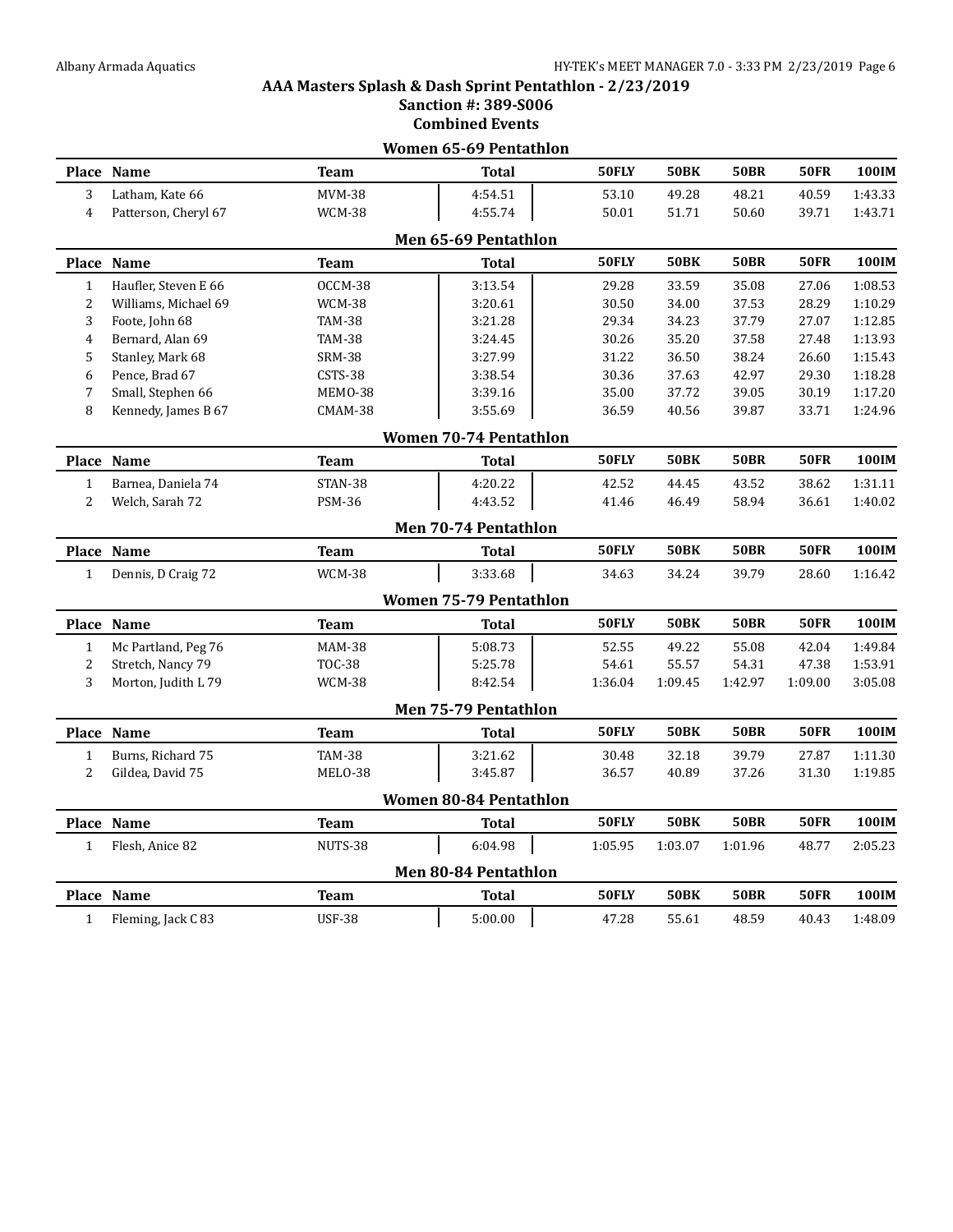**AAA Masters Splash & Dash Sprint Pentathlon - 2/23/2019**
**Sanction #: 389-S006**
**Combined Events**

### Women 65-69 Pentathlon

| Place | Name | Team | Total | 50FLY | 50BK | 50BR | 50FR | 100IM |
|---|---|---|---|---|---|---|---|---|
| 3 | Latham, Kate 66 | MVM-38 | 4:54.51 | 53.10 | 49.28 | 48.21 | 40.59 | 1:43.33 |
| 4 | Patterson, Cheryl 67 | WCM-38 | 4:55.74 | 50.01 | 51.71 | 50.60 | 39.71 | 1:43.71 |

### Men 65-69 Pentathlon

| Place | Name | Team | Total | 50FLY | 50BK | 50BR | 50FR | 100IM |
|---|---|---|---|---|---|---|---|---|
| 1 | Haufler, Steven E 66 | OCCM-38 | 3:13.54 | 29.28 | 33.59 | 35.08 | 27.06 | 1:08.53 |
| 2 | Williams, Michael 69 | WCM-38 | 3:20.61 | 30.50 | 34.00 | 37.53 | 28.29 | 1:10.29 |
| 3 | Foote, John 68 | TAM-38 | 3:21.28 | 29.34 | 34.23 | 37.79 | 27.07 | 1:12.85 |
| 4 | Bernard, Alan 69 | TAM-38 | 3:24.45 | 30.26 | 35.20 | 37.58 | 27.48 | 1:13.93 |
| 5 | Stanley, Mark 68 | SRM-38 | 3:27.99 | 31.22 | 36.50 | 38.24 | 26.60 | 1:15.43 |
| 6 | Pence, Brad 67 | CSTS-38 | 3:38.54 | 30.36 | 37.63 | 42.97 | 29.30 | 1:18.28 |
| 7 | Small, Stephen 66 | MEMO-38 | 3:39.16 | 35.00 | 37.72 | 39.05 | 30.19 | 1:17.20 |
| 8 | Kennedy, James B 67 | CMAM-38 | 3:55.69 | 36.59 | 40.56 | 39.87 | 33.71 | 1:24.96 |

### Women 70-74 Pentathlon

| Place | Name | Team | Total | 50FLY | 50BK | 50BR | 50FR | 100IM |
|---|---|---|---|---|---|---|---|---|
| 1 | Barnea, Daniela 74 | STAN-38 | 4:20.22 | 42.52 | 44.45 | 43.52 | 38.62 | 1:31.11 |
| 2 | Welch, Sarah 72 | PSM-36 | 4:43.52 | 41.46 | 46.49 | 58.94 | 36.61 | 1:40.02 |

### Men 70-74 Pentathlon

| Place | Name | Team | Total | 50FLY | 50BK | 50BR | 50FR | 100IM |
|---|---|---|---|---|---|---|---|---|
| 1 | Dennis, D Craig 72 | WCM-38 | 3:33.68 | 34.63 | 34.24 | 39.79 | 28.60 | 1:16.42 |

### Women 75-79 Pentathlon

| Place | Name | Team | Total | 50FLY | 50BK | 50BR | 50FR | 100IM |
|---|---|---|---|---|---|---|---|---|
| 1 | Mc Partland, Peg 76 | MAM-38 | 5:08.73 | 52.55 | 49.22 | 55.08 | 42.04 | 1:49.84 |
| 2 | Stretch, Nancy 79 | TOC-38 | 5:25.78 | 54.61 | 55.57 | 54.31 | 47.38 | 1:53.91 |
| 3 | Morton, Judith L 79 | WCM-38 | 8:42.54 | 1:36.04 | 1:09.45 | 1:42.97 | 1:09.00 | 3:05.08 |

### Men 75-79 Pentathlon

| Place | Name | Team | Total | 50FLY | 50BK | 50BR | 50FR | 100IM |
|---|---|---|---|---|---|---|---|---|
| 1 | Burns, Richard 75 | TAM-38 | 3:21.62 | 30.48 | 32.18 | 39.79 | 27.87 | 1:11.30 |
| 2 | Gildea, David 75 | MELO-38 | 3:45.87 | 36.57 | 40.89 | 37.26 | 31.30 | 1:19.85 |

### Women 80-84 Pentathlon

| Place | Name | Team | Total | 50FLY | 50BK | 50BR | 50FR | 100IM |
|---|---|---|---|---|---|---|---|---|
| 1 | Flesh, Anice 82 | NUTS-38 | 6:04.98 | 1:05.95 | 1:03.07 | 1:01.96 | 48.77 | 2:05.23 |

### Men 80-84 Pentathlon

| Place | Name | Team | Total | 50FLY | 50BK | 50BR | 50FR | 100IM |
|---|---|---|---|---|---|---|---|---|
| 1 | Fleming, Jack C 83 | USF-38 | 5:00.00 | 47.28 | 55.61 | 48.59 | 40.43 | 1:48.09 |